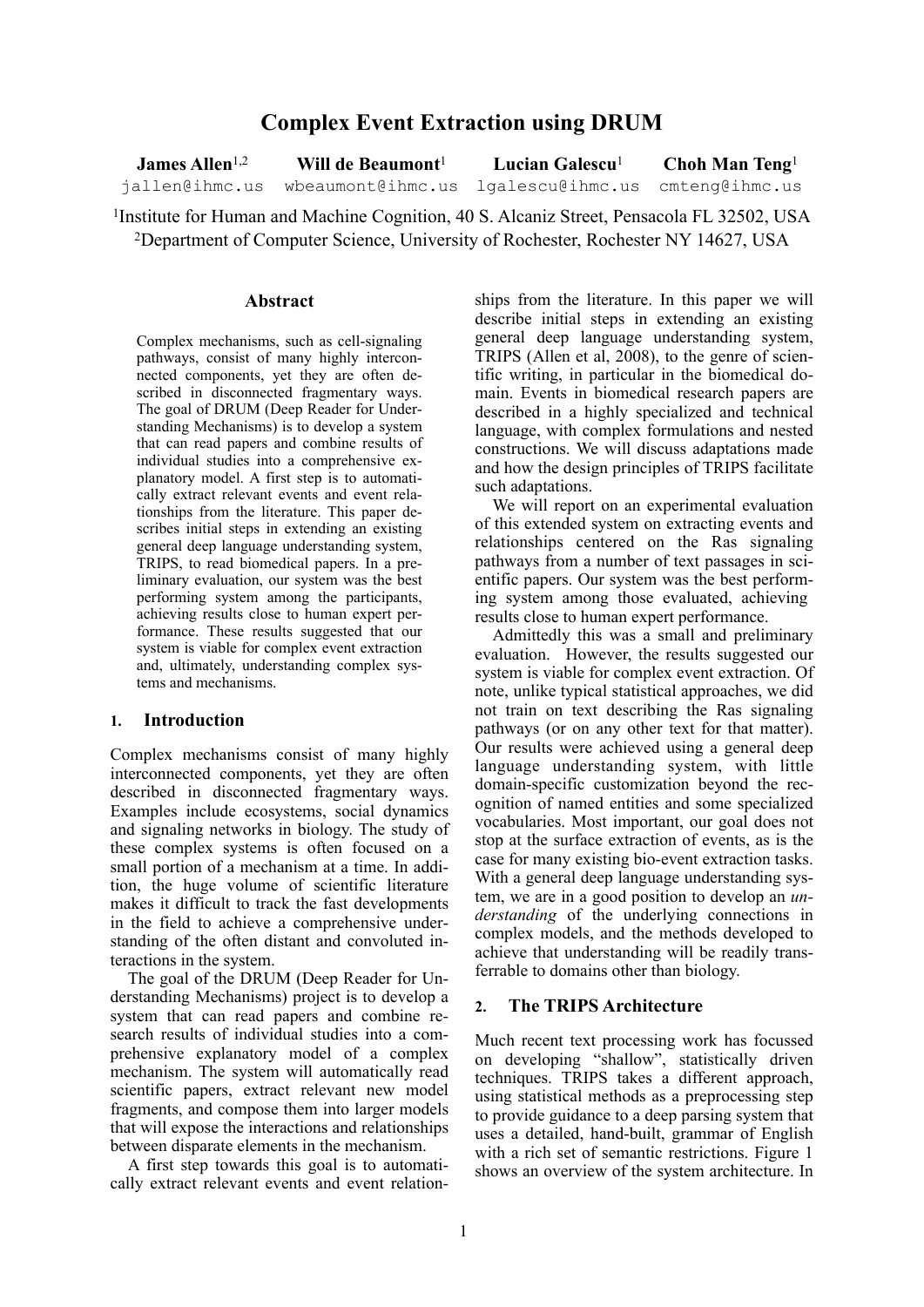# Complex Event Extraction using DRUM

**James Allen**[1,2] **Will de Beaumont**[1] **Lucian Galescu**[1] **Choh Man Teng**[1]

jallen@ihmc.us wbeaumont@ihmc.us lgalescu@ihmc.us cmteng@ihmc.us

[1]Institute for Human and Machine Cognition, 40 S. Alcaniz Street, Pensacola FL 32502, USA

[2]Department of Computer Science, University of Rochester, Rochester NY 14627, USA

## Abstract

Complex mechanisms, such as cell-signaling pathways, consist of many highly interconnected components, yet they are often described in disconnected fragmentary ways. The goal of DRUM (Deep Reader for Understanding Mechanisms) is to develop a system that can read papers and combine results of individual studies into a comprehensive explanatory model. A first step is to automatically extract relevant events and event relationships from the literature. This paper describes initial steps in extending an existing general deep language understanding system, TRIPS, to read biomedical papers. In a preliminary evaluation, our system was the best performing system among the participants, achieving results close to human expert performance. These results suggested that our system is viable for complex event extraction and, ultimately, understanding complex systems and mechanisms.

## 1. Introduction

Complex mechanisms consist of many highly interconnected components, yet they are often described in disconnected fragmentary ways. Examples include ecosystems, social dynamics and signaling networks in biology. The study of these complex systems is often focused on a small portion of a mechanism at a time. In addition, the huge volume of scientific literature makes it difficult to track the fast developments in the field to achieve a comprehensive understanding of the often distant and convoluted interactions in the system.

The goal of the DRUM (Deep Reader for Understanding Mechanisms) project is to develop a system that can read papers and combine research results of individual studies into a comprehensive explanatory model of a complex mechanism. The system will automatically read scientific papers, extract relevant new model fragments, and compose them into larger models that will expose the interactions and relationships between disparate elements in the mechanism.

A first step towards this goal is to automatically extract relevant events and event relationships from the literature. In this paper we will describe initial steps in extending an existing general deep language understanding system, TRIPS (Allen et al, 2008), to the genre of scientific writing, in particular in the biomedical domain. Events in biomedical research papers are described in a highly specialized and technical language, with complex formulations and nested constructions. We will discuss adaptations made and how the design principles of TRIPS facilitate such adaptations.

We will report on an experimental evaluation of this extended system on extracting events and relationships centered on the Ras signaling pathways from a number of text passages in scientific papers. Our system was the best performing system among those evaluated, achieving results close to human expert performance.

Admittedly this was a small and preliminary evaluation. However, the results suggested our system is viable for complex event extraction. Of note, unlike typical statistical approaches, we did not train on text describing the Ras signaling pathways (or on any other text for that matter). Our results were achieved using a general deep language understanding system, with little domain-specific customization beyond the recognition of named entities and some specialized vocabularies. Most important, our goal does not stop at the surface extraction of events, as is the case for many existing bio-event extraction tasks. With a general deep language understanding system, we are in a good position to develop an *understanding* of the underlying connections in complex models, and the methods developed to achieve that understanding will be readily transferrable to domains other than biology.

## 2. The TRIPS Architecture

Much recent text processing work has focussed on developing "shallow", statistically driven techniques. TRIPS takes a different approach, using statistical methods as a preprocessing step to provide guidance to a deep parsing system that uses a detailed, hand-built, grammar of English with a rich set of semantic restrictions. Figure 1 shows an overview of the system architecture. In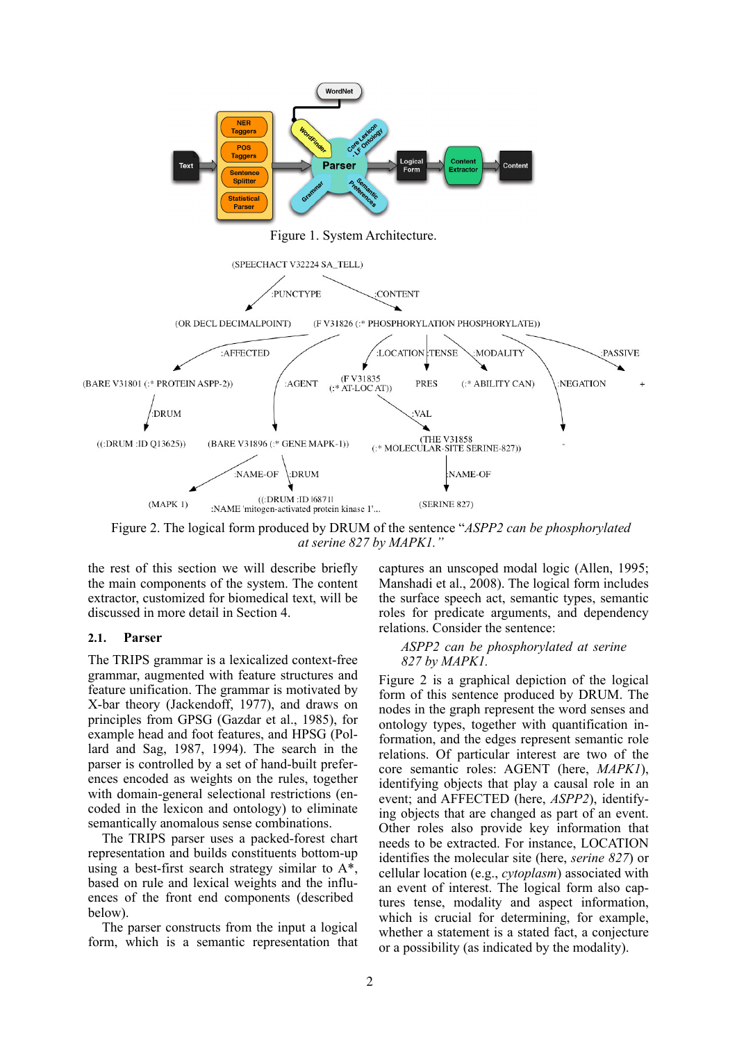Figure 1. System Architecture.

Figure 2. The logical form produced by DRUM of the sentence "*ASPP2 can be phosphorylated at serine 827 by MAPK1.*"

the rest of this section we will describe briefly the main components of the system. The content extractor, customized for biomedical text, will be discussed in more detail in Section 4.

## 2.1. Parser

The TRIPS grammar is a lexicalized context-free grammar, augmented with feature structures and feature unification. The grammar is motivated by X-bar theory (Jackendoff, 1977), and draws on principles from GPSG (Gazdar et al., 1985), for example head and foot features, and HPSG (Pollard and Sag, 1987, 1994). The search in the parser is controlled by a set of hand-built preferences encoded as weights on the rules, together with domain-general selectional restrictions (encoded in the lexicon and ontology) to eliminate semantically anomalous sense combinations.

The TRIPS parser uses a packed-forest chart representation and builds constituents bottom-up using a best-first search strategy similar to A*, based on rule and lexical weights and the influences of the front end components (described below).

The parser constructs from the input a logical form, which is a semantic representation that captures an unscoped modal logic (Allen, 1995; Manshadi et al., 2008). The logical form includes the surface speech act, semantic types, semantic roles for predicate arguments, and dependency relations. Consider the sentence:

> *ASPP2 can be phosphorylated at serine 827 by MAPK1.*

Figure 2 is a graphical depiction of the logical form of this sentence produced by DRUM. The nodes in the graph represent the word senses and ontology types, together with quantification information, and the edges represent semantic role relations. Of particular interest are two of the core semantic roles: AGENT (here, *MAPK1*), identifying objects that play a causal role in an event; and AFFECTED (here, *ASPP2*), identifying objects that are changed as part of an event. Other roles also provide key information that needs to be extracted. For instance, LOCATION identifies the molecular site (here, *serine 827*) or cellular location (e.g., *cytoplasm*) associated with an event of interest. The logical form also captures tense, modality and aspect information, which is crucial for determining, for example, whether a statement is a stated fact, a conjecture or a possibility (as indicated by the modality).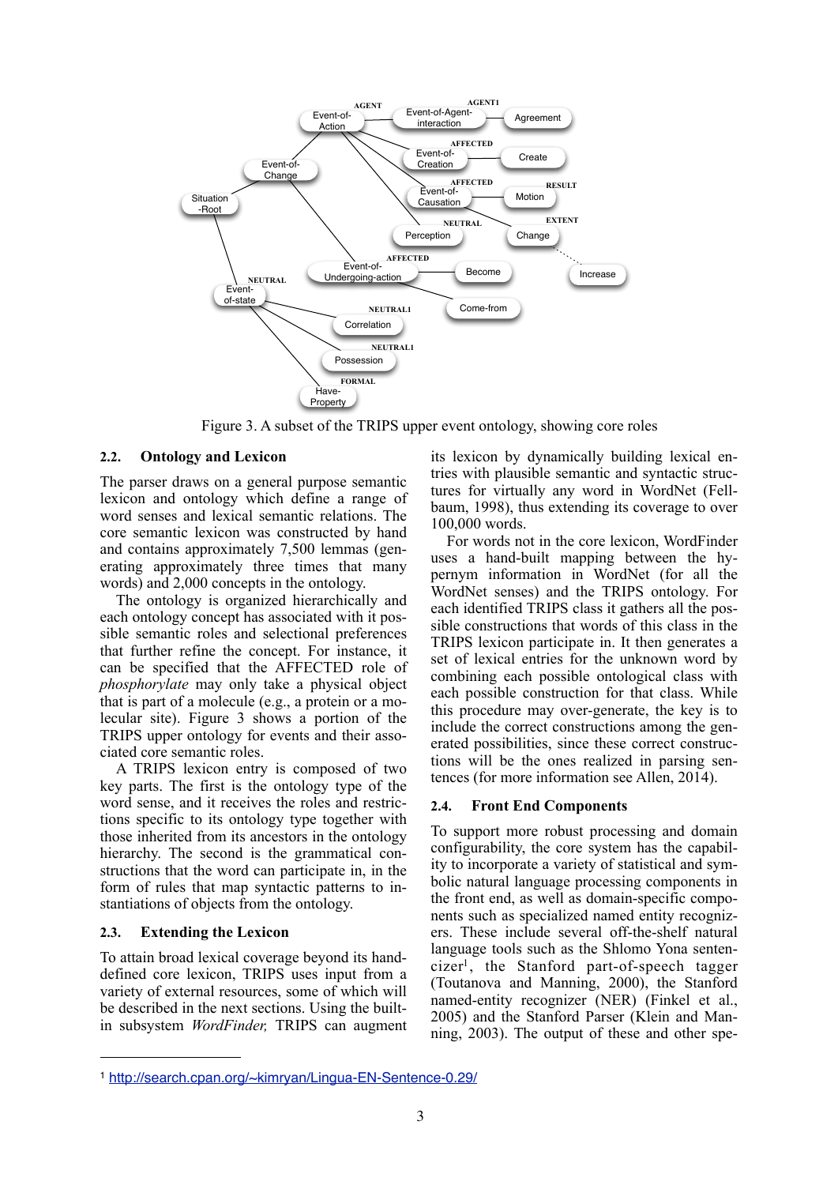Figure 3. A subset of the TRIPS upper event ontology, showing core roles

### 2.2. Ontology and Lexicon

The parser draws on a general purpose semantic lexicon and ontology which define a range of word senses and lexical semantic relations. The core semantic lexicon was constructed by hand and contains approximately 7,500 lemmas (generating approximately three times that many words) and 2,000 concepts in the ontology.

The ontology is organized hierarchically and each ontology concept has associated with it possible semantic roles and selectional preferences that further refine the concept. For instance, it can be specified that the AFFECTED role of *phosphorylate* may only take a physical object that is part of a molecule (e.g., a protein or a molecular site). Figure 3 shows a portion of the TRIPS upper ontology for events and their associated core semantic roles.

A TRIPS lexicon entry is composed of two key parts. The first is the ontology type of the word sense, and it receives the roles and restrictions specific to its ontology type together with those inherited from its ancestors in the ontology hierarchy. The second is the grammatical constructions that the word can participate in, in the form of rules that map syntactic patterns to instantiations of objects from the ontology.

### 2.3. Extending the Lexicon

To attain broad lexical coverage beyond its hand-defined core lexicon, TRIPS uses input from a variety of external resources, some of which will be described in the next sections. Using the built-in subsystem *WordFinder,* TRIPS can augment its lexicon by dynamically building lexical entries with plausible semantic and syntactic structures for virtually any word in WordNet (Fellbaum, 1998), thus extending its coverage to over 100,000 words.

For words not in the core lexicon, WordFinder uses a hand-built mapping between the hypernym information in WordNet (for all the WordNet senses) and the TRIPS ontology. For each identified TRIPS class it gathers all the possible constructions that words of this class in the TRIPS lexicon participate in. It then generates a set of lexical entries for the unknown word by combining each possible ontological class with each possible construction for that class. While this procedure may over-generate, the key is to include the correct constructions among the generated possibilities, since these correct constructions will be the ones realized in parsing sentences (for more information see Allen, 2014).

### 2.4. Front End Components

To support more robust processing and domain configurability, the core system has the capability to incorporate a variety of statistical and symbolic natural language processing components in the front end, as well as domain-specific components such as specialized named entity recognizers. These include several off-the-shelf natural language tools such as the Shlomo Yona sentencizer[1], the Stanford part-of-speech tagger (Toutanova and Manning, 2000), the Stanford named-entity recognizer (NER) (Finkel et al., 2005) and the Stanford Parser (Klein and Manning, 2003). The output of these and other spe-

[1] http://search.cpan.org/~kimryan/Lingua-EN-Sentence-0.29/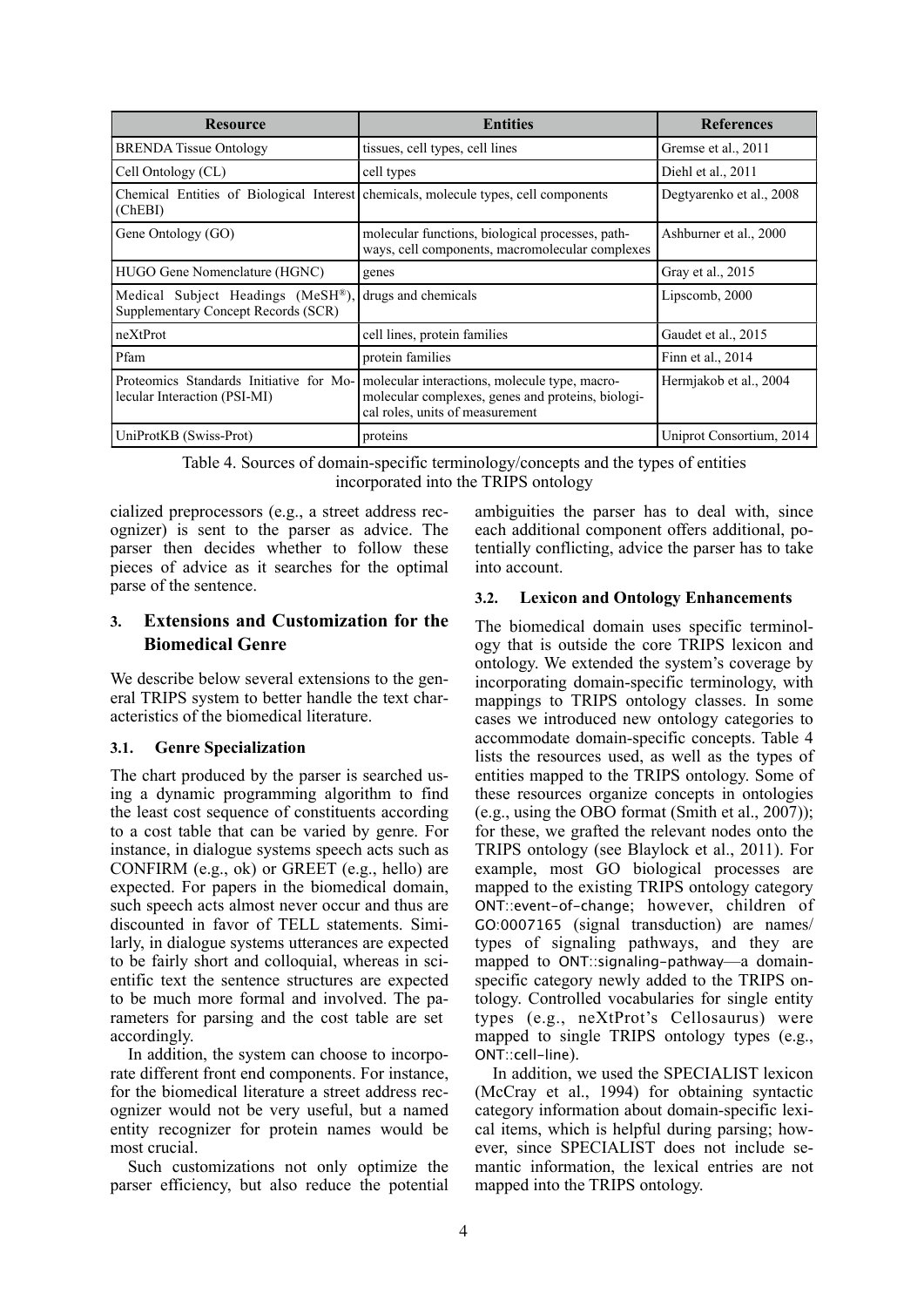| Resource | Entities | References |
|---|---|---|
| BRENDA Tissue Ontology | tissues, cell types, cell lines | Gremse et al., 2011 |
| Cell Ontology (CL) | cell types | Diehl et al., 2011 |
| Chemical Entities of Biological Interest (ChEBI) | chemicals, molecule types, cell components | Degtyarenko et al., 2008 |
| Gene Ontology (GO) | molecular functions, biological processes, pathways, cell components, macromolecular complexes | Ashburner et al., 2000 |
| HUGO Gene Nomenclature (HGNC) | genes | Gray et al., 2015 |
| Medical Subject Headings (MeSH®), Supplementary Concept Records (SCR) | drugs and chemicals | Lipscomb, 2000 |
| neXtProt | cell lines, protein families | Gaudet et al., 2015 |
| Pfam | protein families | Finn et al., 2014 |
| Proteomics Standards Initiative for Molecular Interaction (PSI-MI) | molecular interactions, molecule type, macromolecular complexes, genes and proteins, biological roles, units of measurement | Hermjakob et al., 2004 |
| UniProtKB (Swiss-Prot) | proteins | Uniprot Consortium, 2014 |

Table 4. Sources of domain-specific terminology/concepts and the types of entities incorporated into the TRIPS ontology

cialized preprocessors (e.g., a street address recognizer) is sent to the parser as advice. The parser then decides whether to follow these pieces of advice as it searches for the optimal parse of the sentence.

## 3. Extensions and Customization for the Biomedical Genre

We describe below several extensions to the general TRIPS system to better handle the text characteristics of the biomedical literature.

### 3.1. Genre Specialization

The chart produced by the parser is searched using a dynamic programming algorithm to find the least cost sequence of constituents according to a cost table that can be varied by genre. For instance, in dialogue systems speech acts such as CONFIRM (e.g., ok) or GREET (e.g., hello) are expected. For papers in the biomedical domain, such speech acts almost never occur and thus are discounted in favor of TELL statements. Similarly, in dialogue systems utterances are expected to be fairly short and colloquial, whereas in scientific text the sentence structures are expected to be much more formal and involved. The parameters for parsing and the cost table are set accordingly.

In addition, the system can choose to incorporate different front end components. For instance, for the biomedical literature a street address recognizer would not be very useful, but a named entity recognizer for protein names would be most crucial.

Such customizations not only optimize the parser efficiency, but also reduce the potential ambiguities the parser has to deal with, since each additional component offers additional, potentially conflicting, advice the parser has to take into account.

### 3.2. Lexicon and Ontology Enhancements

The biomedical domain uses specific terminology that is outside the core TRIPS lexicon and ontology. We extended the system's coverage by incorporating domain-specific terminology, with mappings to TRIPS ontology classes. In some cases we introduced new ontology categories to accommodate domain-specific concepts. Table 4 lists the resources used, as well as the types of entities mapped to the TRIPS ontology. Some of these resources organize concepts in ontologies (e.g., using the OBO format (Smith et al., 2007)); for these, we grafted the relevant nodes onto the TRIPS ontology (see Blaylock et al., 2011). For example, most GO biological processes are mapped to the existing TRIPS ontology category `ONT::event-of-change`; however, children of `GO:0007165` (signal transduction) are names/types of signaling pathways, and they are mapped to `ONT::signaling-pathway`—a domain-specific category newly added to the TRIPS ontology. Controlled vocabularies for single entity types (e.g., neXtProt's Cellosaurus) were mapped to single TRIPS ontology types (e.g., `ONT::cell-line`).

In addition, we used the SPECIALIST lexicon (McCray et al., 1994) for obtaining syntactic category information about domain-specific lexical items, which is helpful during parsing; however, since SPECIALIST does not include semantic information, the lexical entries are not mapped into the TRIPS ontology.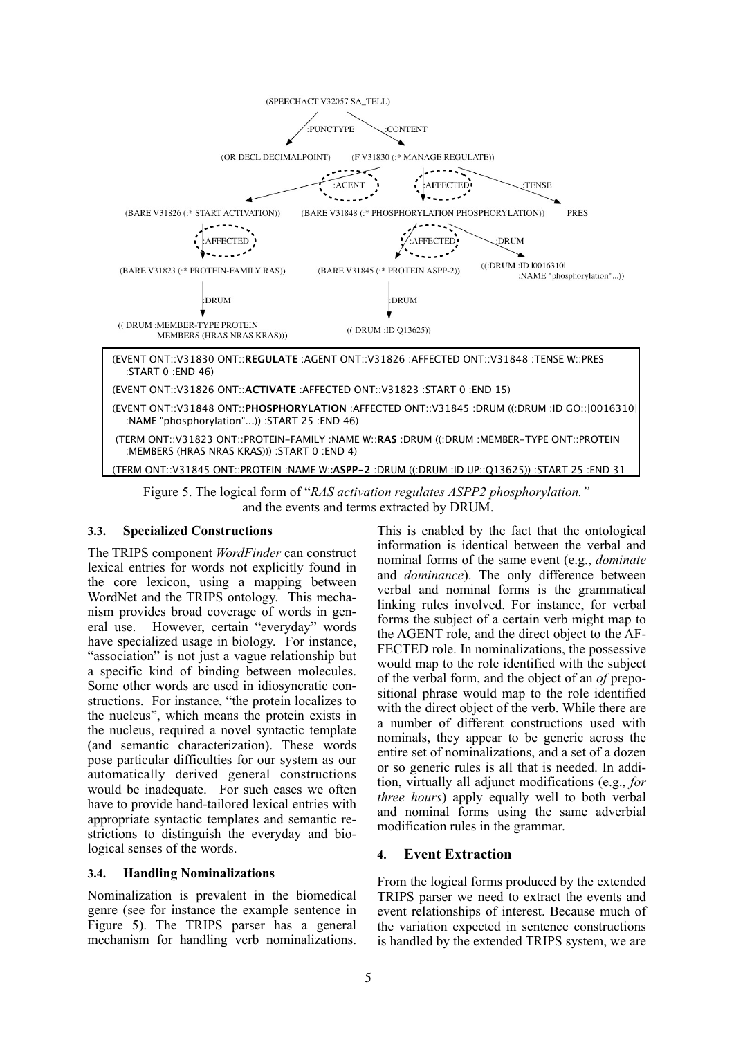(SPEECHACT V32057 SA_TELL)

:PUNCTYPE → (OR DECL DECIMALPOINT)

:CONTENT → (F V31830 (:* MANAGE REGULATE))

:AGENT → (BARE V31826 (:* START ACTIVATION))

:AFFECTED → (BARE V31848 (:* PHOSPHORYLATION PHOSPHORYLATION))

:TENSE → PRES

(BARE V31826 (:* START ACTIVATION)) :AFFECTED → (BARE V31823 (:* PROTEIN-FAMILY RAS))

(BARE V31823 (:* PROTEIN-FAMILY RAS)) :DRUM → ((:DRUM :MEMBER-TYPE PROTEIN :MEMBERS (HRAS NRAS KRAS)))

(BARE V31848 (:* PHOSPHORYLATION PHOSPHORYLATION)) :AFFECTED → (BARE V31845 (:* PROTEIN ASPP-2))

(BARE V31848 (:* PHOSPHORYLATION PHOSPHORYLATION)) :DRUM → ((:DRUM :ID |0016310| :NAME "phosphorylation"...))

(BARE V31845 (:* PROTEIN ASPP-2)) :DRUM → ((:DRUM :ID Q13625))

```
(EVENT ONT::V31830 ONT::REGULATE :AGENT ONT::V31826 :AFFECTED ONT::V31848 :TENSE W::PRES
   :START 0 :END 46)
(EVENT ONT::V31826 ONT::ACTIVATE :AFFECTED ONT::V31823 :START 0 :END 15)
(EVENT ONT::V31848 ONT::PHOSPHORYLATION :AFFECTED ONT::V31845 :DRUM ((:DRUM :ID GO::|0016310|
   :NAME "phosphorylation"...)) :START 25 :END 46)
(TERM ONT::V31823 ONT::PROTEIN-FAMILY :NAME W::RAS :DRUM ((:DRUM :MEMBER-TYPE ONT::PROTEIN
   :MEMBERS (HRAS NRAS KRAS))) :START 0 :END 4)
(TERM ONT::V31845 ONT::PROTEIN :NAME W::ASPP-2 :DRUM ((:DRUM :ID UP::Q13625)) :START 25 :END 31
```

Figure 5. The logical form of "*RAS activation regulates ASPP2 phosphorylation.*" and the events and terms extracted by DRUM.

### 3.3. Specialized Constructions

The TRIPS component *WordFinder* can construct lexical entries for words not explicitly found in the core lexicon, using a mapping between WordNet and the TRIPS ontology. This mechanism provides broad coverage of words in general use. However, certain "everyday" words have specialized usage in biology. For instance, "association" is not just a vague relationship but a specific kind of binding between molecules. Some other words are used in idiosyncratic constructions. For instance, "the protein localizes to the nucleus", which means the protein exists in the nucleus, required a novel syntactic template (and semantic characterization). These words pose particular difficulties for our system as our automatically derived general constructions would be inadequate. For such cases we often have to provide hand-tailored lexical entries with appropriate syntactic templates and semantic restrictions to distinguish the everyday and biological senses of the words.

### 3.4. Handling Nominalizations

Nominalization is prevalent in the biomedical genre (see for instance the example sentence in Figure 5). The TRIPS parser has a general mechanism for handling verb nominalizations. This is enabled by the fact that the ontological information is identical between the verbal and nominal forms of the same event (e.g., *dominate* and *dominance*). The only difference between verbal and nominal forms is the grammatical linking rules involved. For instance, for verbal forms the subject of a certain verb might map to the AGENT role, and the direct object to the AFFECTED role. In nominalizations, the possessive would map to the role identified with the subject of the verbal form, and the object of an *of* prepositional phrase would map to the role identified with the direct object of the verb. While there are a number of different constructions used with nominals, they appear to be generic across the entire set of nominalizations, and a set of a dozen or so generic rules is all that is needed. In addition, virtually all adjunct modifications (e.g., *for three hours*) apply equally well to both verbal and nominal forms using the same adverbial modification rules in the grammar.

## 4. Event Extraction

From the logical forms produced by the extended TRIPS parser we need to extract the events and event relationships of interest. Because much of the variation expected in sentence constructions is handled by the extended TRIPS system, we are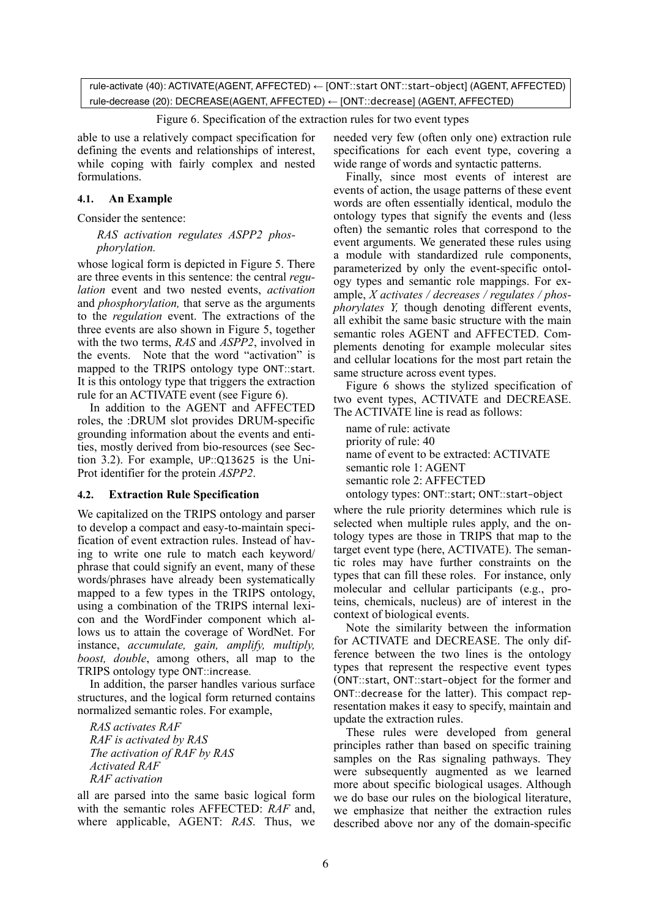rule-activate (40): ACTIVATE(AGENT, AFFECTED) ← [ONT::start ONT::start-object] (AGENT, AFFECTED)
rule-decrease (20): DECREASE(AGENT, AFFECTED) ← [ONT::decrease] (AGENT, AFFECTED)

Figure 6. Specification of the extraction rules for two event types

able to use a relatively compact specification for defining the events and relationships of interest, while coping with fairly complex and nested formulations.

### 4.1. An Example

Consider the sentence:

> *RAS activation regulates ASPP2 phosphorylation.*

whose logical form is depicted in Figure 5. There are three events in this sentence: the central *regulation* event and two nested events, *activation* and *phosphorylation,* that serve as the arguments to the *regulation* event. The extractions of the three events are also shown in Figure 5, together with the two terms, *RAS* and *ASPP2*, involved in the events. Note that the word "activation" is mapped to the TRIPS ontology type ONT::start. It is this ontology type that triggers the extraction rule for an ACTIVATE event (see Figure 6).

In addition to the AGENT and AFFECTED roles, the :DRUM slot provides DRUM-specific grounding information about the events and entities, mostly derived from bio-resources (see Section 3.2). For example, UP::Q13625 is the UniProt identifier for the protein *ASPP2*.

### 4.2. Extraction Rule Specification

We capitalized on the TRIPS ontology and parser to develop a compact and easy-to-maintain specification of event extraction rules. Instead of having to write one rule to match each keyword/phrase that could signify an event, many of these words/phrases have already been systematically mapped to a few types in the TRIPS ontology, using a combination of the TRIPS internal lexicon and the WordFinder component which allows us to attain the coverage of WordNet. For instance, *accumulate, gain, amplify, multiply, boost, double*, among others, all map to the TRIPS ontology type ONT::increase.

In addition, the parser handles various surface structures, and the logical form returned contains normalized semantic roles. For example,

> *RAS activates RAF*
> *RAF is activated by RAS*
> *The activation of RAF by RAS*
> *Activated RAF*
> *RAF activation*

all are parsed into the same basic logical form with the semantic roles AFFECTED: *RAF* and, where applicable, AGENT: *RAS*. Thus, we needed very few (often only one) extraction rule specifications for each event type, covering a wide range of words and syntactic patterns.

Finally, since most events of interest are events of action, the usage patterns of these event words are often essentially identical, modulo the ontology types that signify the events and (less often) the semantic roles that correspond to the event arguments. We generated these rules using a module with standardized rule components, parameterized by only the event-specific ontology types and semantic role mappings. For example, *X activates / decreases / regulates / phosphorylates Y,* though denoting different events, all exhibit the same basic structure with the main semantic roles AGENT and AFFECTED. Complements denoting for example molecular sites and cellular locations for the most part retain the same structure across event types.

Figure 6 shows the stylized specification of two event types, ACTIVATE and DECREASE. The ACTIVATE line is read as follows:

> name of rule: activate
> priority of rule: 40
> name of event to be extracted: ACTIVATE
> semantic role 1: AGENT
> semantic role 2: AFFECTED
> ontology types: ONT::start; ONT::start-object

where the rule priority determines which rule is selected when multiple rules apply, and the ontology types are those in TRIPS that map to the target event type (here, ACTIVATE). The semantic roles may have further constraints on the types that can fill these roles. For instance, only molecular and cellular participants (e.g., proteins, chemicals, nucleus) are of interest in the context of biological events.

Note the similarity between the information for ACTIVATE and DECREASE. The only difference between the two lines is the ontology types that represent the respective event types (ONT::start, ONT::start-object for the former and ONT::decrease for the latter). This compact representation makes it easy to specify, maintain and update the extraction rules.

These rules were developed from general principles rather than based on specific training samples on the Ras signaling pathways. They were subsequently augmented as we learned more about specific biological usages. Although we do base our rules on the biological literature, we emphasize that neither the extraction rules described above nor any of the domain-specific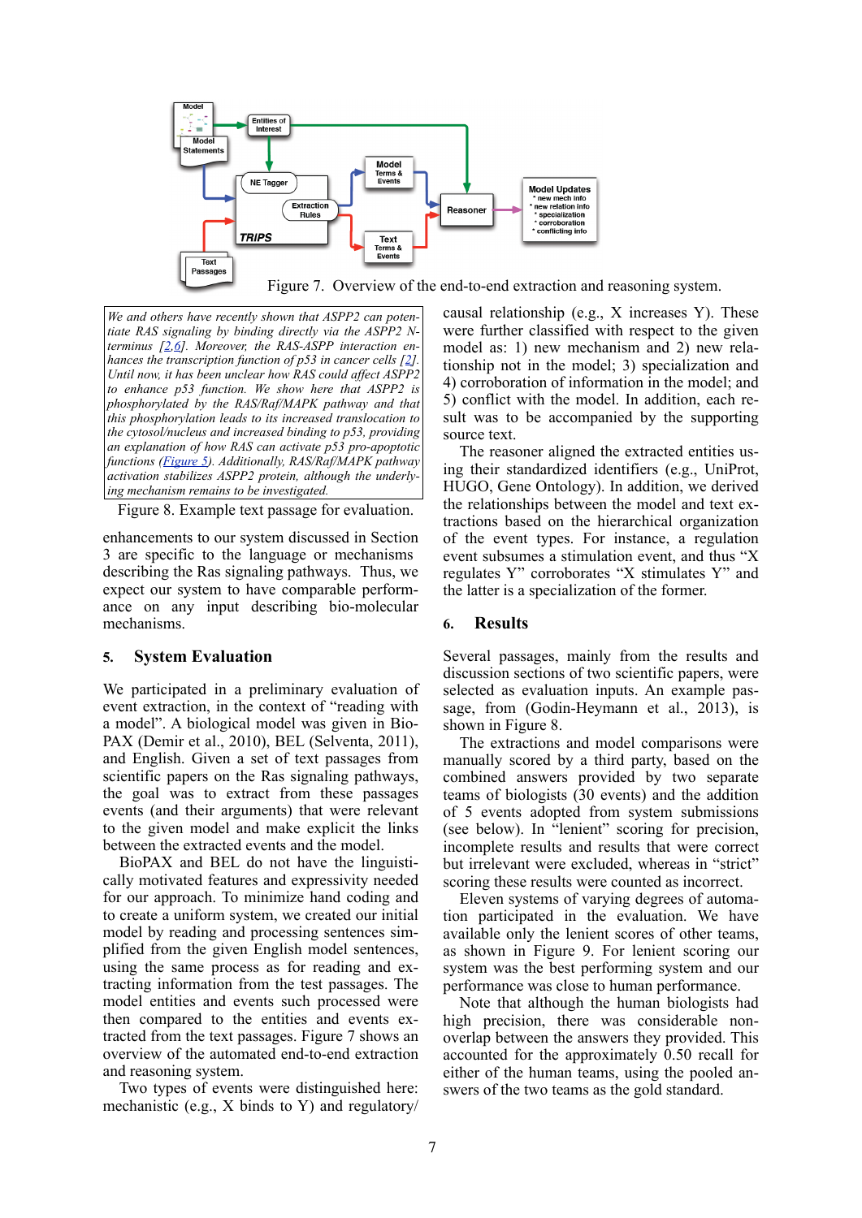Figure 7. Overview of the end-to-end extraction and reasoning system.

> *We and others have recently shown that ASPP2 can potentiate RAS signaling by binding directly via the ASPP2 N-terminus [2,6]. Moreover, the RAS-ASPP interaction enhances the transcription function of p53 in cancer cells [2]. Until now, it has been unclear how RAS could affect ASPP2 to enhance p53 function. We show here that ASPP2 is phosphorylated by the RAS/Raf/MAPK pathway and that this phosphorylation leads to its increased translocation from the cytosol/nucleus and increased binding to p53, providing an explanation of how RAS can activate p53 pro-apoptotic functions (Figure 5). Additionally, RAS/Raf/MAPK pathway activation stabilizes ASPP2 protein, although the underlying mechanism remains to be investigated.*

Figure 8. Example text passage for evaluation.

enhancements to our system discussed in Section 3 are specific to the language or mechanisms describing the Ras signaling pathways. Thus, we expect our system to have comparable performance on any input describing bio-molecular mechanisms.

## 5. System Evaluation

We participated in a preliminary evaluation of event extraction, in the context of "reading with a model". A biological model was given in BioPAX (Demir et al., 2010), BEL (Selventa, 2011), and English. Given a set of text passages from scientific papers on the Ras signaling pathways, the goal was to extract from these passages events (and their arguments) that were relevant to the given model and make explicit the links between the extracted events and the model.

BioPAX and BEL do not have the linguistically motivated features and expressivity needed for our approach. To minimize hand coding and to create a uniform system, we created our initial model by reading and processing sentences simplified from the given English model sentences, using the same process as for reading and extracting information from the test passages. The model entities and events such processed were then compared to the entities and events extracted from the text passages. Figure 7 shows an overview of the automated end-to-end extraction and reasoning system.

Two types of events were distinguished here: mechanistic (e.g., X binds to Y) and regulatory/causal relationship (e.g., X increases Y). These were further classified with respect to the given model as: 1) new mechanism and 2) new relationship not in the model; 3) specialization and 4) corroboration of information in the model; and 5) conflict with the model. In addition, each result was to be accompanied by the supporting source text.

The reasoner aligned the extracted entities using their standardized identifiers (e.g., UniProt, HUGO, Gene Ontology). In addition, we derived the relationships between the model and text extractions based on the hierarchical organization of the event types. For instance, a regulation event subsumes a stimulation event, and thus "X regulates Y" corroborates "X stimulates Y" and the latter is a specialization of the former.

## 6. Results

Several passages, mainly from the results and discussion sections of two scientific papers, were selected as evaluation inputs. An example passage, from (Godin-Heymann et al., 2013), is shown in Figure 8.

The extractions and model comparisons were manually scored by a third party, based on the combined answers provided by two separate teams of biologists (30 events) and the addition of 5 events adopted from system submissions (see below). In "lenient" scoring for precision, incomplete results and results that were correct but irrelevant were excluded, whereas in "strict" scoring these results were counted as incorrect.

Eleven systems of varying degrees of automation participated in the evaluation. We have available only the lenient scores of other teams, as shown in Figure 9. For lenient scoring our system was the best performing system and our performance was close to human performance.

Note that although the human biologists had high precision, there was considerable non-overlap between the answers they provided. This accounted for the approximately 0.50 recall for either of the human teams, using the pooled answers of the two teams as the gold standard.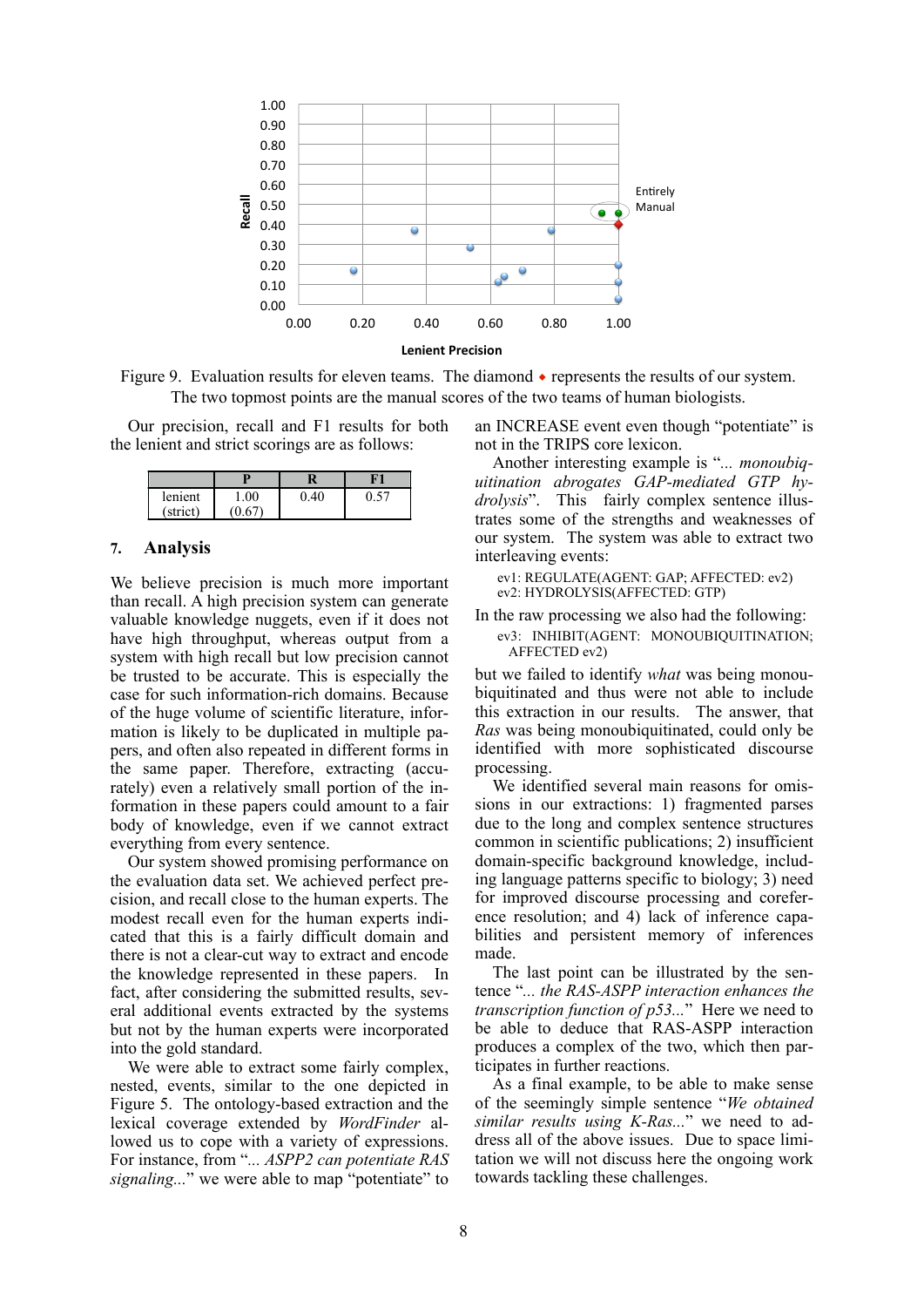Figure 9. Evaluation results for eleven teams. The diamond ◆ represents the results of our system. The two topmost points are the manual scores of the two teams of human biologists.

Our precision, recall and F1 results for both the lenient and strict scorings are as follows:

| | P | R | F1 |
|---|---|---|---|
| lenient (strict) | 1.00 (0.67) | 0.40 | 0.57 |

## 7. Analysis

We believe precision is much more important than recall. A high precision system can generate valuable knowledge nuggets, even if it does not have high throughput, whereas output from a system with high recall but low precision cannot be trusted to be accurate. This is especially the case for such information-rich domains. Because of the huge volume of scientific literature, information is likely to be duplicated in multiple papers, and often also repeated in different forms in the same paper. Therefore, extracting (accurately) even a relatively small portion of the information in these papers could amount to a fair body of knowledge, even if we cannot extract everything from every sentence.

Our system showed promising performance on the evaluation data set. We achieved perfect precision, and recall close to the human experts. The modest recall even for the human experts indicated that this is a fairly difficult domain and there is not a clear-cut way to extract and encode the knowledge represented in these papers. In fact, after considering the submitted results, several additional events extracted by the systems but not by the human experts were incorporated into the gold standard.

We were able to extract some fairly complex, nested, events, similar to the one depicted in Figure 5. The ontology-based extraction and the lexical coverage extended by *WordFinder* allowed us to cope with a variety of expressions. For instance, from "*... ASPP2 can potentiate RAS signaling...*" we were able to map "potentiate" to an INCREASE event even though "potentiate" is not in the TRIPS core lexicon.

Another interesting example is "*... monoubiquitination abrogates GAP-mediated GTP hydrolysis*". This fairly complex sentence illustrates some of the strengths and weaknesses of our system. The system was able to extract two interleaving events:

ev1: REGULATE(AGENT: GAP; AFFECTED: ev2)
ev2: HYDROLYSIS(AFFECTED: GTP)

In the raw processing we also had the following:

ev3: INHIBIT(AGENT: MONOUBIQUITINATION; AFFECTED ev2)

but we failed to identify *what* was being monoubiquitinated and thus were not able to include this extraction in our results. The answer, that *Ras* was being monoubiquitinated, could only be identified with more sophisticated discourse processing.

We identified several main reasons for omissions in our extractions: 1) fragmented parses due to the long and complex sentence structures common in scientific publications; 2) insufficient domain-specific background knowledge, including language patterns specific to biology; 3) need for improved discourse processing and coreference resolution; and 4) lack of inference capabilities and persistent memory of inferences made.

The last point can be illustrated by the sentence "*... the RAS-ASPP interaction enhances the transcription function of p53...*" Here we need to be able to deduce that RAS-ASPP interaction produces a complex of the two, which then participates in further reactions.

As a final example, to be able to make sense of the seemingly simple sentence "*We obtained similar results using K-Ras...*" we need to address all of the above issues. Due to space limitation we will not discuss here the ongoing work towards tackling these challenges.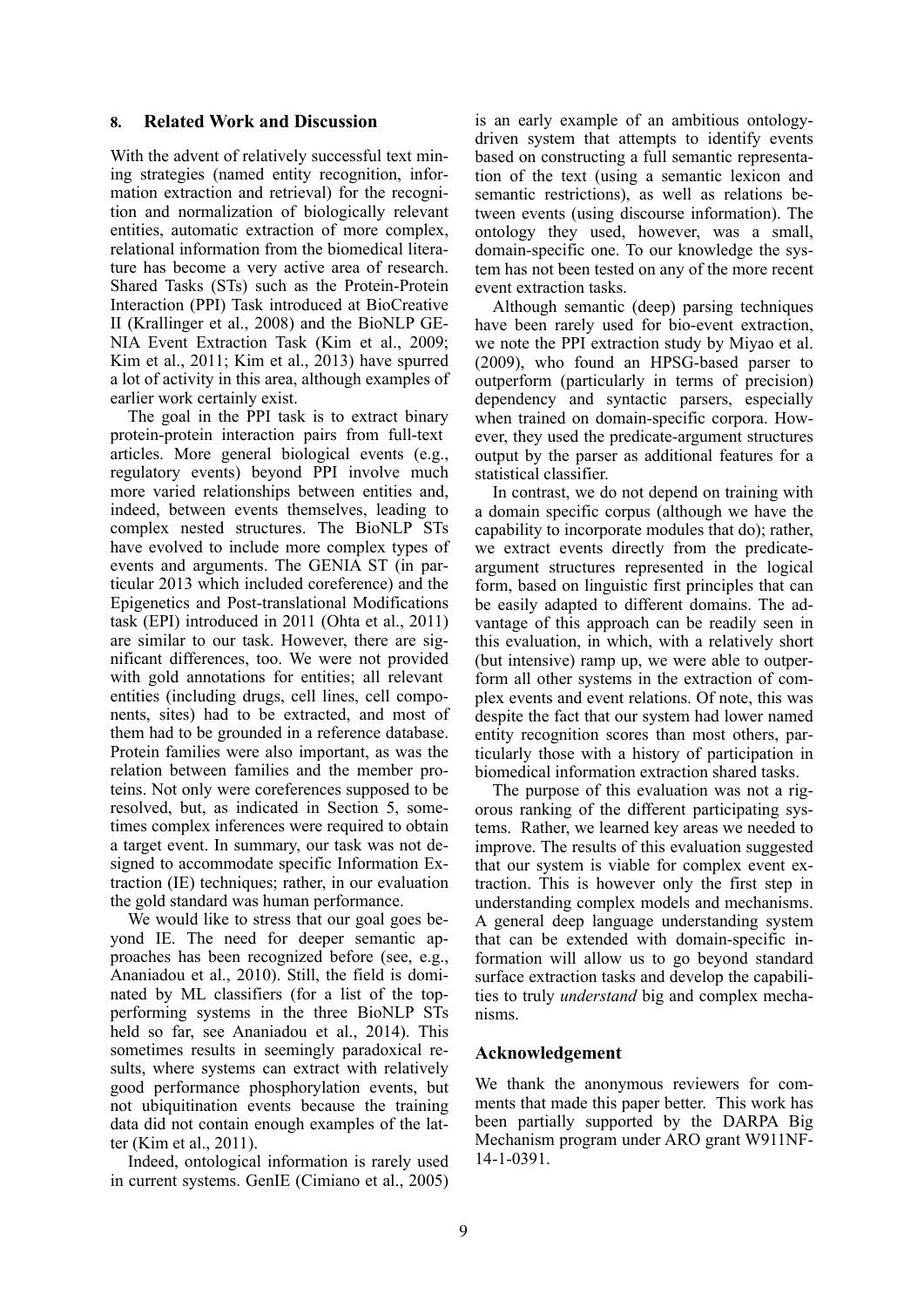## 8. Related Work and Discussion

With the advent of relatively successful text mining strategies (named entity recognition, information extraction and retrieval) for the recognition and normalization of biologically relevant entities, automatic extraction of more complex, relational information from the biomedical literature has become a very active area of research. Shared Tasks (STs) such as the Protein-Protein Interaction (PPI) Task introduced at BioCreative II (Krallinger et al., 2008) and the BioNLP GENIA Event Extraction Task (Kim et al., 2009; Kim et al., 2011; Kim et al., 2013) have spurred a lot of activity in this area, although examples of earlier work certainly exist.

The goal in the PPI task is to extract binary protein-protein interaction pairs from full-text articles. More general biological events (e.g., regulatory events) beyond PPI involve much more varied relationships between entities and, indeed, between events themselves, leading to complex nested structures. The BioNLP STs have evolved to include more complex types of events and arguments. The GENIA ST (in particular 2013 which included coreference) and the Epigenetics and Post-translational Modifications task (EPI) introduced in 2011 (Ohta et al., 2011) are similar to our task. However, there are significant differences, too. We were not provided with gold annotations for entities; all relevant entities (including drugs, cell lines, cell components, sites) had to be extracted, and most of them had to be grounded in a reference database. Protein families were also important, as was the relation between families and the member proteins. Not only were coreferences supposed to be resolved, but, as indicated in Section 5, sometimes complex inferences were required to obtain a target event. In summary, our task was not designed to accommodate specific Information Extraction (IE) techniques; rather, in our evaluation the gold standard was human performance.

We would like to stress that our goal goes beyond IE. The need for deeper semantic approaches has been recognized before (see, e.g., Ananiadou et al., 2010). Still, the field is dominated by ML classifiers (for a list of the top-performing systems in the three BioNLP STs held so far, see Ananiadou et al., 2014). This sometimes results in seemingly paradoxical results, where systems can extract with relatively good performance phosphorylation events, but not ubiquitination events because the training data did not contain enough examples of the latter (Kim et al., 2011).

Indeed, ontological information is rarely used in current systems. GenIE (Cimiano et al., 2005) is an early example of an ambitious ontology-driven system that attempts to identify events based on constructing a full semantic representation of the text (using a semantic lexicon and semantic restrictions), as well as relations between events (using discourse information). The ontology they used, however, was a small, domain-specific one. To our knowledge the system has not been tested on any of the more recent event extraction tasks.

Although semantic (deep) parsing techniques have been rarely used for bio-event extraction, we note the PPI extraction study by Miyao et al. (2009), who found an HPSG-based parser to outperform (particularly in terms of precision) dependency and syntactic parsers, especially when trained on domain-specific corpora. However, they used the predicate-argument structures output by the parser as additional features for a statistical classifier.

In contrast, we do not depend on training with a domain specific corpus (although we have the capability to incorporate modules that do); rather, we extract events directly from the predicate-argument structures represented in the logical form, based on linguistic first principles that can be easily adapted to different domains. The advantage of this approach can be readily seen in this evaluation, in which, with a relatively short (but intensive) ramp up, we were able to outperform all other systems in the extraction of complex events and event relations. Of note, this was despite the fact that our system had lower named entity recognition scores than most others, particularly those with a history of participation in biomedical information extraction shared tasks.

The purpose of this evaluation was not a rigorous ranking of the different participating systems. Rather, we learned key areas we needed to improve. The results of this evaluation suggested that our system is viable for complex event extraction. This is however only the first step in understanding complex models and mechanisms. A general deep language understanding system that can be extended with domain-specific information will allow us to go beyond standard surface extraction tasks and develop the capabilities to truly *understand* big and complex mechanisms.

## Acknowledgement

We thank the anonymous reviewers for comments that made this paper better. This work has been partially supported by the DARPA Big Mechanism program under ARO grant W911NF-14-1-0391.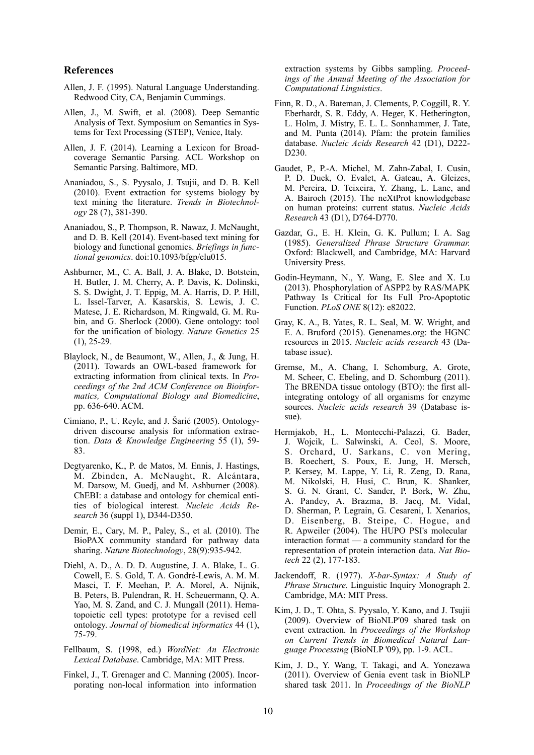## References

Allen, J. F. (1995). Natural Language Understanding. Redwood City, CA, Benjamin Cummings.

Allen, J., M. Swift, et al. (2008). Deep Semantic Analysis of Text. Symposium on Semantics in Systems for Text Processing (STEP), Venice, Italy.

Allen, J. F. (2014). Learning a Lexicon for Broad-coverage Semantic Parsing. ACL Workshop on Semantic Parsing. Baltimore, MD.

Ananiadou, S., S. Pyysalo, J. Tsujii, and D. B. Kell (2010). Event extraction for systems biology by text mining the literature. *Trends in Biotechnology* 28 (7), 381-390.

Ananiadou, S., P. Thompson, R. Nawaz, J. McNaught, and D. B. Kell (2014). Event-based text mining for biology and functional genomics. *Briefings in functional genomics*. doi:10.1093/bfgp/elu015.

Ashburner, M., C. A. Ball, J. A. Blake, D. Botstein, H. Butler, J. M. Cherry, A. P. Davis, K. Dolinski, S. S. Dwight, J. T. Eppig, M. A. Harris, D. P. Hill, L. Issel-Tarver, A. Kasarskis, S. Lewis, J. C. Matese, J. E. Richardson, M. Ringwald, G. M. Rubin, and G. Sherlock (2000). Gene ontology: tool for the unification of biology. *Nature Genetics* 25 (1), 25-29.

Blaylock, N., de Beaumont, W., Allen, J., & Jung, H. (2011). Towards an OWL-based framework for extracting information from clinical texts. In *Proceedings of the 2nd ACM Conference on Bioinformatics, Computational Biology and Biomedicine*, pp. 636-640. ACM.

Cimiano, P., U. Reyle, and J. Šarić (2005). Ontology-driven discourse analysis for information extraction. *Data & Knowledge Engineering* 55 (1), 59-83.

Degtyarenko, K., P. de Matos, M. Ennis, J. Hastings, M. Zbinden, A. McNaught, R. Alcántara, M. Darsow, M. Guedj, and M. Ashburner (2008). ChEBI: a database and ontology for chemical entities of biological interest. *Nucleic Acids Research* 36 (suppl 1), D344-D350.

Demir, E., Cary, M. P., Paley, S., et al. (2010). The BioPAX community standard for pathway data sharing. *Nature Biotechnology*, 28(9):935-942.

Diehl, A. D., A. D. D. Augustine, J. A. Blake, L. G. Cowell, E. S. Gold, T. A. Gondré-Lewis, A. M. M. Masci, T. F. Meehan, P. A. Morel, A. Nijnik, B. Peters, B. Pulendran, R. H. Scheuermann, Q. A. Yao, M. S. Zand, and C. J. Mungall (2011). Hematopoietic cell types: prototype for a revised cell ontology. *Journal of biomedical informatics* 44 (1), 75-79.

Fellbaum, S. (1998, ed.) *WordNet: An Electronic Lexical Database*. Cambridge, MA: MIT Press.

Finkel, J., T. Grenager and C. Manning (2005). Incorporating non-local information into information extraction systems by Gibbs sampling. *Proceedings of the Annual Meeting of the Association for Computational Linguistics*.

Finn, R. D., A. Bateman, J. Clements, P. Coggill, R. Y. Eberhardt, S. R. Eddy, A. Heger, K. Hetherington, L. Holm, J. Mistry, E. L. L. Sonnhammer, J. Tate, and M. Punta (2014). Pfam: the protein families database. *Nucleic Acids Research* 42 (D1), D222-D230.

Gaudet, P., P.-A. Michel, M. Zahn-Zabal, I. Cusin, P. D. Duek, O. Evalet, A. Gateau, A. Gleizes, M. Pereira, D. Teixeira, Y. Zhang, L. Lane, and A. Bairoch (2015). The neXtProt knowledgebase on human proteins: current status. *Nucleic Acids Research* 43 (D1), D764-D770.

Gazdar, G., E. H. Klein, G. K. Pullum; I. A. Sag (1985). *Generalized Phrase Structure Grammar.* Oxford: Blackwell, and Cambridge, MA: Harvard University Press.

Godin-Heymann, N., Y. Wang, E. Slee and X. Lu (2013). Phosphorylation of ASPP2 by RAS/MAPK Pathway Is Critical for Its Full Pro-Apoptotic Function. *PLoS ONE* 8(12): e82022.

Gray, K. A., B. Yates, R. L. Seal, M. W. Wright, and E. A. Bruford (2015). Genenames.org: the HGNC resources in 2015. *Nucleic acids research* 43 (Database issue).

Gremse, M., A. Chang, I. Schomburg, A. Grote, M. Scheer, C. Ebeling, and D. Schomburg (2011). The BRENDA tissue ontology (BTO): the first all-integrating ontology of all organisms for enzyme sources. *Nucleic acids research* 39 (Database issue).

Hermjakob, H., L. Montecchi-Palazzi, G. Bader, J. Wojcik, L. Salwinski, A. Ceol, S. Moore, S. Orchard, U. Sarkans, C. von Mering, B. Roechert, S. Poux, E. Jung, H. Mersch, P. Kersey, M. Lappe, Y. Li, R. Zeng, D. Rana, M. Nikolski, H. Husi, C. Brun, K. Shanker, S. G. N. Grant, C. Sander, P. Bork, W. Zhu, A. Pandey, A. Brazma, B. Jacq, M. Vidal, D. Sherman, P. Legrain, G. Cesareni, I. Xenarios, D. Eisenberg, B. Steipe, C. Hogue, and R. Apweiler (2004). The HUPO PSI's molecular interaction format — a community standard for the representation of protein interaction data. *Nat Biotech* 22 (2), 177-183.

Jackendoff, R. (1977). *X-bar-Syntax: A Study of Phrase Structure.* Linguistic Inquiry Monograph 2. Cambridge, MA: MIT Press.

Kim, J. D., T. Ohta, S. Pyysalo, Y. Kano, and J. Tsujii (2009). Overview of BioNLP'09 shared task on event extraction. In *Proceedings of the Workshop on Current Trends in Biomedical Natural Language Processing* (BioNLP '09), pp. 1-9. ACL.

Kim, J. D., Y. Wang, T. Takagi, and A. Yonezawa (2011). Overview of Genia event task in BioNLP shared task 2011. In *Proceedings of the BioNLP*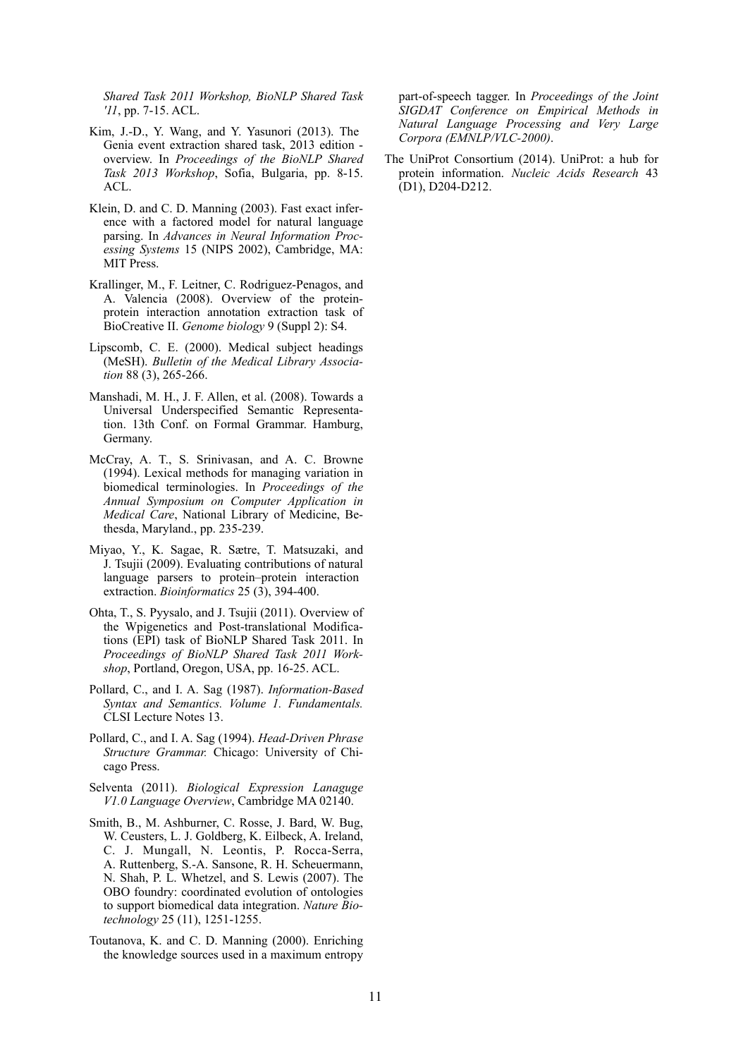*Shared Task 2011 Workshop, BioNLP Shared Task '11*, pp. 7-15. ACL.

Kim, J.-D., Y. Wang, and Y. Yasunori (2013). The Genia event extraction shared task, 2013 edition - overview. In *Proceedings of the BioNLP Shared Task 2013 Workshop*, Sofia, Bulgaria, pp. 8-15. ACL.

Klein, D. and C. D. Manning (2003). Fast exact inference with a factored model for natural language parsing. In *Advances in Neural Information Processing Systems* 15 (NIPS 2002), Cambridge, MA: MIT Press.

Krallinger, M., F. Leitner, C. Rodriguez-Penagos, and A. Valencia (2008). Overview of the protein-protein interaction annotation extraction task of BioCreative II. *Genome biology* 9 (Suppl 2): S4.

Lipscomb, C. E. (2000). Medical subject headings (MeSH). *Bulletin of the Medical Library Association* 88 (3), 265-266.

Manshadi, M. H., J. F. Allen, et al. (2008). Towards a Universal Underspecified Semantic Representation. 13th Conf. on Formal Grammar. Hamburg, Germany.

McCray, A. T., S. Srinivasan, and A. C. Browne (1994). Lexical methods for managing variation in biomedical terminologies. In *Proceedings of the Annual Symposium on Computer Application in Medical Care*, National Library of Medicine, Bethesda, Maryland., pp. 235-239.

Miyao, Y., K. Sagae, R. Sætre, T. Matsuzaki, and J. Tsujii (2009). Evaluating contributions of natural language parsers to protein–protein interaction extraction. *Bioinformatics* 25 (3), 394-400.

Ohta, T., S. Pyysalo, and J. Tsujii (2011). Overview of the Wpigenetics and Post-translational Modifications (EPI) task of BioNLP Shared Task 2011. In *Proceedings of BioNLP Shared Task 2011 Workshop*, Portland, Oregon, USA, pp. 16-25. ACL.

Pollard, C., and I. A. Sag (1987). *Information-Based Syntax and Semantics. Volume 1. Fundamentals.* CLSI Lecture Notes 13.

Pollard, C., and I. A. Sag (1994). *Head-Driven Phrase Structure Grammar.* Chicago: University of Chicago Press.

Selventa (2011). *Biological Expression Lanaguge V1.0 Language Overview*, Cambridge MA 02140.

Smith, B., M. Ashburner, C. Rosse, J. Bard, W. Bug, W. Ceusters, L. J. Goldberg, K. Eilbeck, A. Ireland, C. J. Mungall, N. Leontis, P. Rocca-Serra, A. Ruttenberg, S.-A. Sansone, R. H. Scheuermann, N. Shah, P. L. Whetzel, and S. Lewis (2007). The OBO foundry: coordinated evolution of ontologies to support biomedical data integration. *Nature Biotechnology* 25 (11), 1251-1255.

Toutanova, K. and C. D. Manning (2000). Enriching the knowledge sources used in a maximum entropy part-of-speech tagger. In *Proceedings of the Joint SIGDAT Conference on Empirical Methods in Natural Language Processing and Very Large Corpora (EMNLP/VLC-2000)*.

The UniProt Consortium (2014). UniProt: a hub for protein information. *Nucleic Acids Research* 43 (D1), D204-D212.